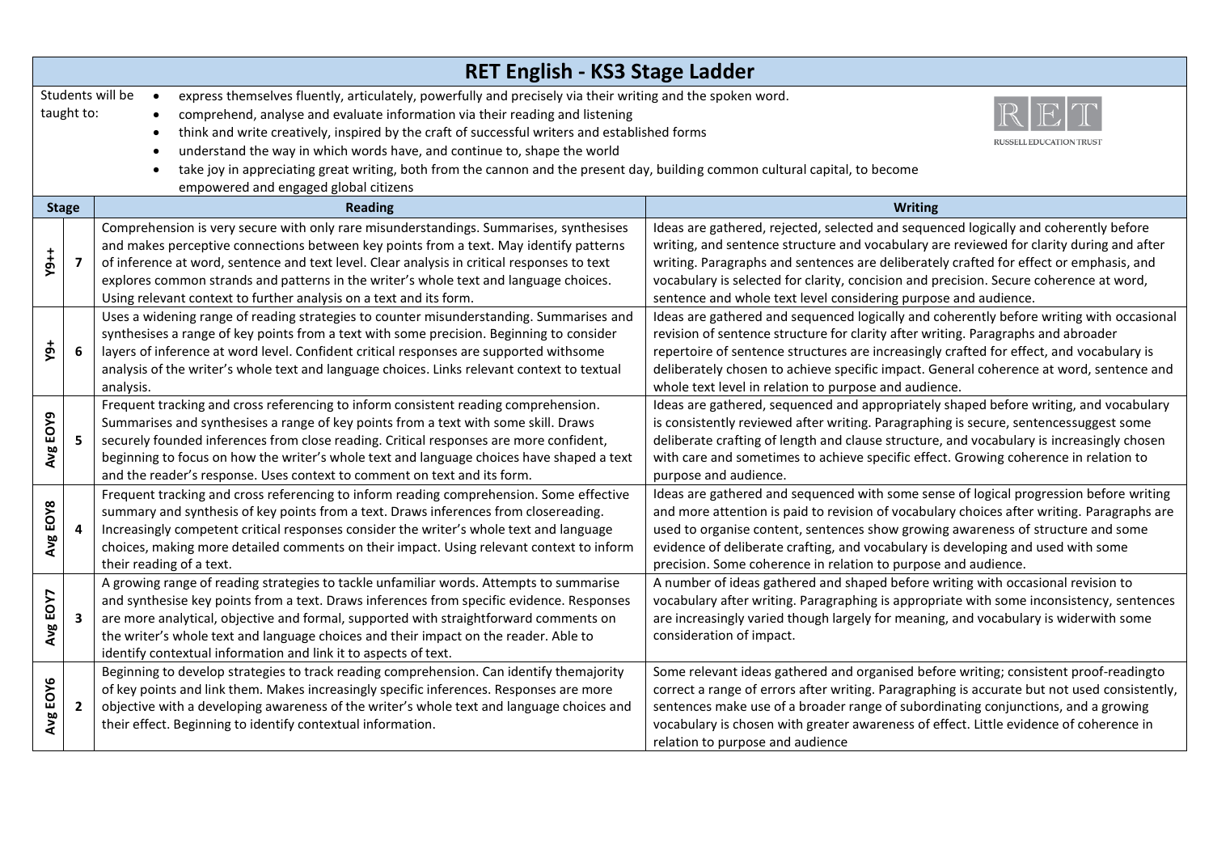# RET English - KS3 Stage Ladder

Students will be taught to:

- express themselves fluently, articulately, powerfully and precisely via their writing and the spoken word.
- comprehend, analyse and evaluate information via their reading and listening
- think and write creatively, inspired by the craft of successful writers and established forms
- understand the way in which words have, and continue to, shape the world
- take joy in appreciating great writing, both from the cannon and the present day, building common cultural capital, to become empowered and engaged global citizens

RET RUSSELL EDUCATION TRUST

| Stage | | Reading | Writing |
|---|---|---|---|
| Y9++ | 7 | Comprehension is very secure with only rare misunderstandings. Summarises, synthesises and makes perceptive connections between key points from a text. May identify patterns of inference at word, sentence and text level. Clear analysis in critical responses to text explores common strands and patterns in the writer's whole text and language choices. Using relevant context to further analysis on a text and its form. | Ideas are gathered, rejected, selected and sequenced logically and coherently before writing, and sentence structure and vocabulary are reviewed for clarity during and after writing. Paragraphs and sentences are deliberately crafted for effect or emphasis, and vocabulary is selected for clarity, concision and precision. Secure coherence at word, sentence and whole text level considering purpose and audience. |
| Y9+ | 6 | Uses a widening range of reading strategies to counter misunderstanding. Summarises and synthesises a range of key points from a text with some precision. Beginning to consider layers of inference at word level. Confident critical responses are supported withsome analysis of the writer's whole text and language choices. Links relevant context to textual analysis. | Ideas are gathered and sequenced logically and coherently before writing with occasional revision of sentence structure for clarity after writing. Paragraphs and abroader repertoire of sentence structures are increasingly crafted for effect, and vocabulary is deliberately chosen to achieve specific impact. General coherence at word, sentence and whole text level in relation to purpose and audience. |
| Avg EOY9 | 5 | Frequent tracking and cross referencing to inform consistent reading comprehension. Summarises and synthesises a range of key points from a text with some skill. Draws securely founded inferences from close reading. Critical responses are more confident, beginning to focus on how the writer's whole text and language choices have shaped a text and the reader's response. Uses context to comment on text and its form. | Ideas are gathered, sequenced and appropriately shaped before writing, and vocabulary is consistently reviewed after writing. Paragraphing is secure, sentencessuggest some deliberate crafting of length and clause structure, and vocabulary is increasingly chosen with care and sometimes to achieve specific effect. Growing coherence in relation to purpose and audience. |
| Avg EOY8 | 4 | Frequent tracking and cross referencing to inform reading comprehension. Some effective summary and synthesis of key points from a text. Draws inferences from closereading. Increasingly competent critical responses consider the writer's whole text and language choices, making more detailed comments on their impact. Using relevant context to inform their reading of a text. | Ideas are gathered and sequenced with some sense of logical progression before writing and more attention is paid to revision of vocabulary choices after writing. Paragraphs are used to organise content, sentences show growing awareness of structure and some evidence of deliberate crafting, and vocabulary is developing and used with some precision. Some coherence in relation to purpose and audience. |
| Avg EOY7 | 3 | A growing range of reading strategies to tackle unfamiliar words. Attempts to summarise and synthesise key points from a text. Draws inferences from specific evidence. Responses are more analytical, objective and formal, supported with straightforward comments on the writer's whole text and language choices and their impact on the reader. Able to identify contextual information and link it to aspects of text. | A number of ideas gathered and shaped before writing with occasional revision to vocabulary after writing. Paragraphing is appropriate with some inconsistency, sentences are increasingly varied though largely for meaning, and vocabulary is widerwith some consideration of impact. |
| Avg EOY6 | 2 | Beginning to develop strategies to track reading comprehension. Can identify themajority of key points and link them. Makes increasingly specific inferences. Responses are more objective with a developing awareness of the writer's whole text and language choices and their effect. Beginning to identify contextual information. | Some relevant ideas gathered and organised before writing; consistent proof-readingto correct a range of errors after writing. Paragraphing is accurate but not used consistently, sentences make use of a broader range of subordinating conjunctions, and a growing vocabulary is chosen with greater awareness of effect. Little evidence of coherence in relation to purpose and audience |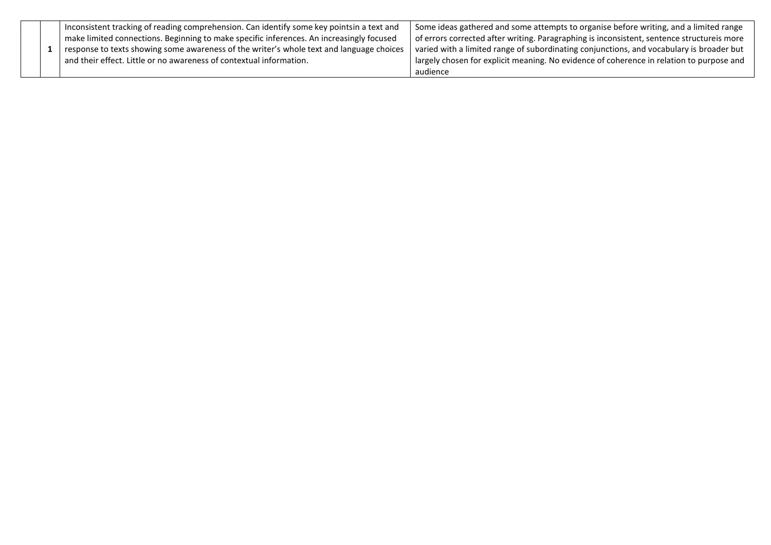| | | | |
|---|---|---|---|
| | **1** | Inconsistent tracking of reading comprehension. Can identify some key pointsin a text and make limited connections. Beginning to make specific inferences. An increasingly focused response to texts showing some awareness of the writer's whole text and language choices and their effect. Little or no awareness of contextual information. | Some ideas gathered and some attempts to organise before writing, and a limited range of errors corrected after writing. Paragraphing is inconsistent, sentence structureis more varied with a limited range of subordinating conjunctions, and vocabulary is broader but largely chosen for explicit meaning. No evidence of coherence in relation to purpose and audience |